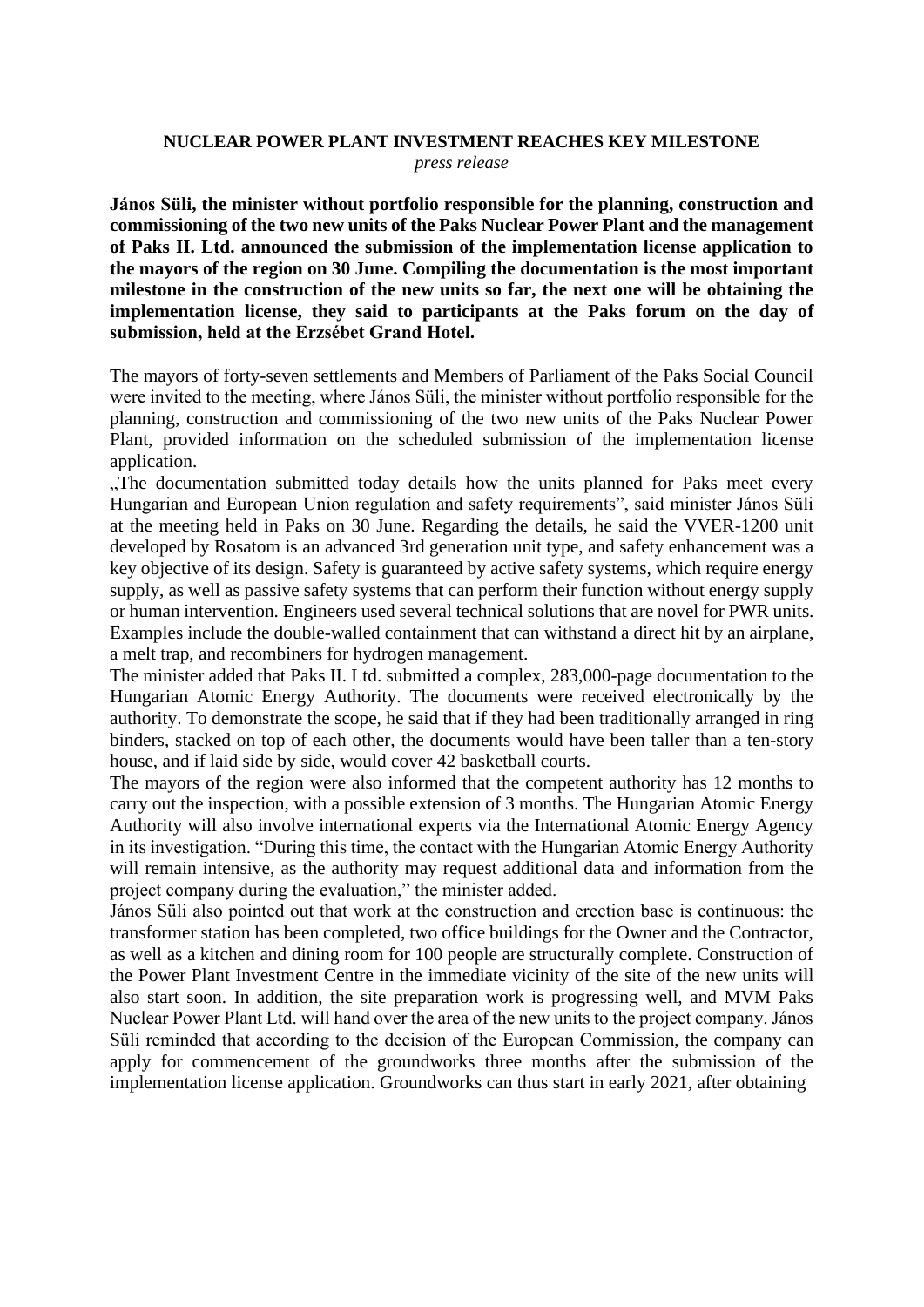**NUCLEAR POWER PLANT INVESTMENT REACHES KEY MILESTONE**

*press release*

**János Süli, the minister without portfolio responsible for the planning, construction and commissioning of the two new units of the Paks Nuclear Power Plant and the management of Paks II. Ltd. announced the submission of the implementation license application to the mayors of the region on 30 June. Compiling the documentation is the most important milestone in the construction of the new units so far, the next one will be obtaining the implementation license, they said to participants at the Paks forum on the day of submission, held at the Erzsébet Grand Hotel.**

The mayors of forty-seven settlements and Members of Parliament of the Paks Social Council were invited to the meeting, where János Süli, the minister without portfolio responsible for the planning, construction and commissioning of the two new units of the Paks Nuclear Power Plant, provided information on the scheduled submission of the implementation license application.

„The documentation submitted today details how the units planned for Paks meet every Hungarian and European Union regulation and safety requirements", said minister János Süli at the meeting held in Paks on 30 June. Regarding the details, he said the VVER-1200 unit developed by Rosatom is an advanced 3rd generation unit type, and safety enhancement was a key objective of its design. Safety is guaranteed by active safety systems, which require energy supply, as well as passive safety systems that can perform their function without energy supply or human intervention. Engineers used several technical solutions that are novel for PWR units. Examples include the double-walled containment that can withstand a direct hit by an airplane, a melt trap, and recombiners for hydrogen management.

The minister added that Paks II. Ltd. submitted a complex, 283,000-page documentation to the Hungarian Atomic Energy Authority. The documents were received electronically by the authority. To demonstrate the scope, he said that if they had been traditionally arranged in ring binders, stacked on top of each other, the documents would have been taller than a ten-story house, and if laid side by side, would cover 42 basketball courts.

The mayors of the region were also informed that the competent authority has 12 months to carry out the inspection, with a possible extension of 3 months. The Hungarian Atomic Energy Authority will also involve international experts via the International Atomic Energy Agency in its investigation. "During this time, the contact with the Hungarian Atomic Energy Authority will remain intensive, as the authority may request additional data and information from the project company during the evaluation," the minister added.

János Süli also pointed out that work at the construction and erection base is continuous: the transformer station has been completed, two office buildings for the Owner and the Contractor, as well as a kitchen and dining room for 100 people are structurally complete. Construction of the Power Plant Investment Centre in the immediate vicinity of the site of the new units will also start soon. In addition, the site preparation work is progressing well, and MVM Paks Nuclear Power Plant Ltd. will hand over the area of the new units to the project company. János Süli reminded that according to the decision of the European Commission, the company can apply for commencement of the groundworks three months after the submission of the implementation license application. Groundworks can thus start in early 2021, after obtaining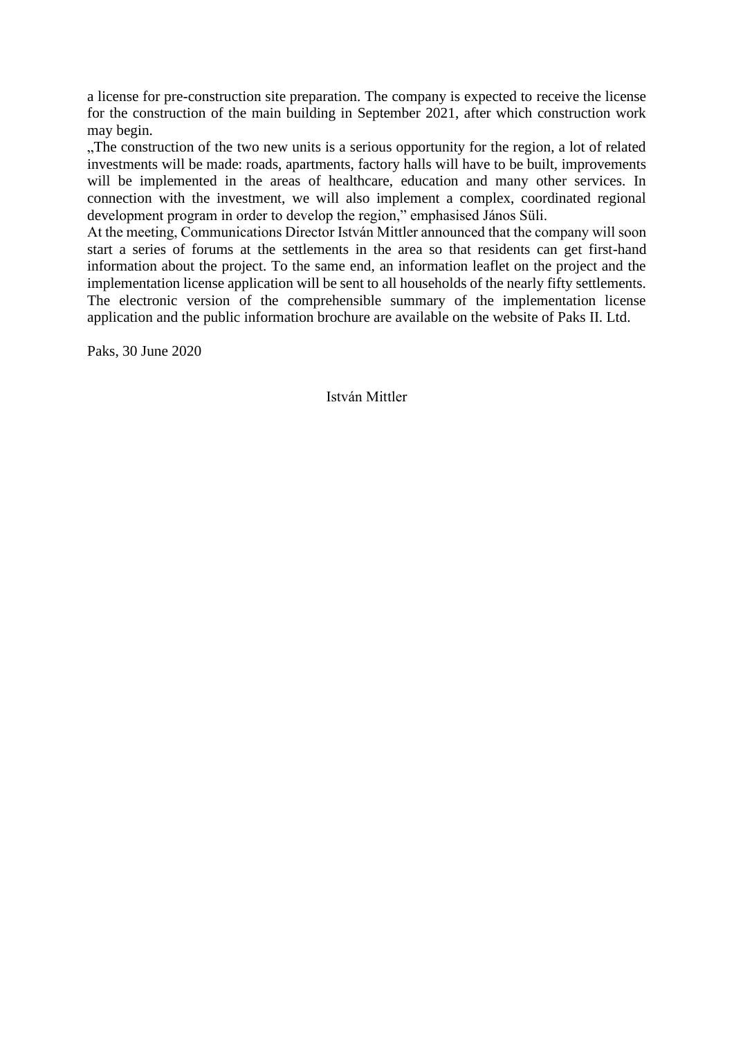a license for pre-construction site preparation. The company is expected to receive the license for the construction of the main building in September 2021, after which construction work may begin.

„The construction of the two new units is a serious opportunity for the region, a lot of related investments will be made: roads, apartments, factory halls will have to be built, improvements will be implemented in the areas of healthcare, education and many other services. In connection with the investment, we will also implement a complex, coordinated regional development program in order to develop the region," emphasised János Süli.

At the meeting, Communications Director István Mittler announced that the company will soon start a series of forums at the settlements in the area so that residents can get first-hand information about the project. To the same end, an information leaflet on the project and the implementation license application will be sent to all households of the nearly fifty settlements. The electronic version of the comprehensible summary of the implementation license application and the public information brochure are available on the website of Paks II. Ltd.

Paks, 30 June 2020

István Mittler